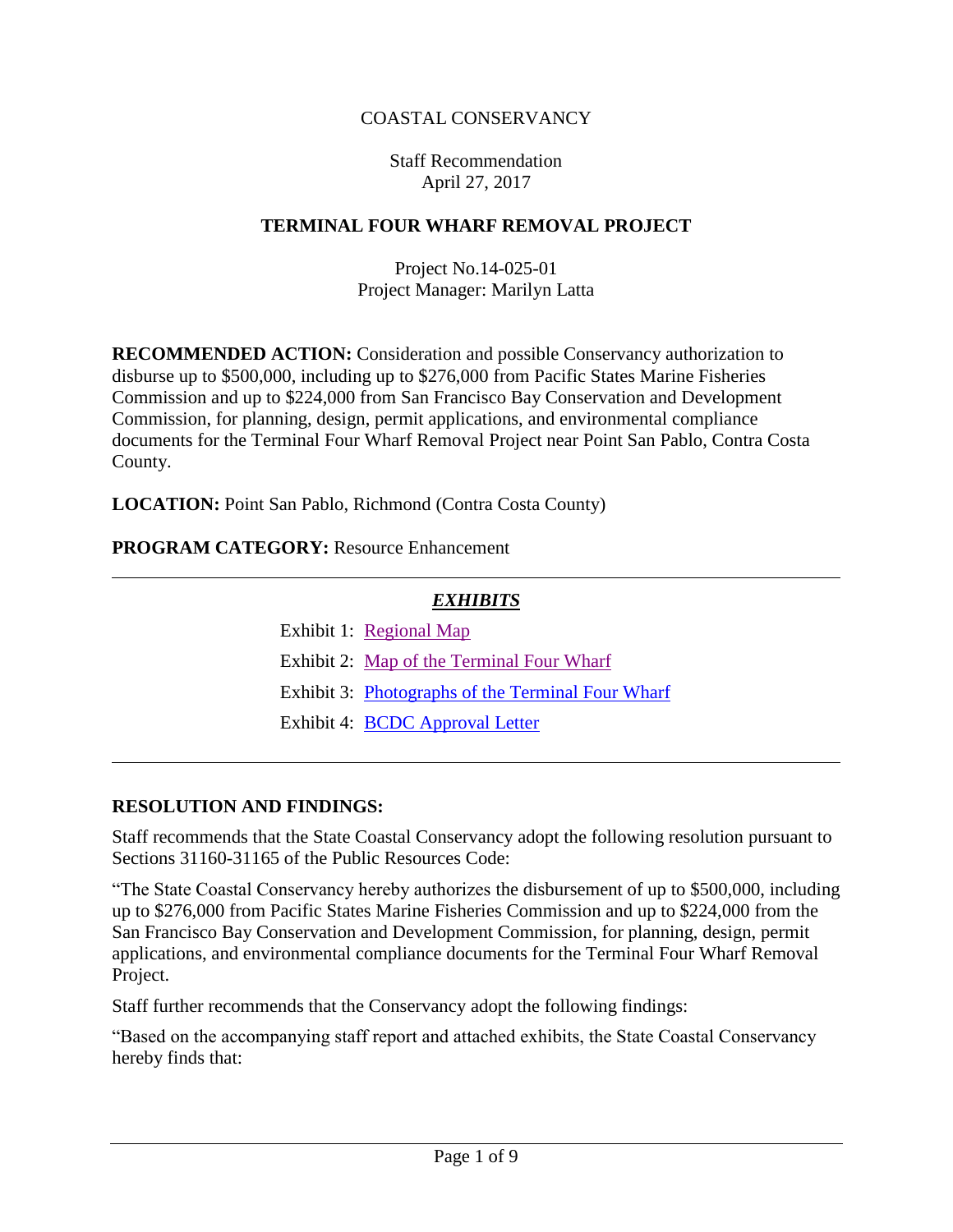COASTAL CONSERVANCY

Staff Recommendation
April 27, 2017

# TERMINAL FOUR WHARF REMOVAL PROJECT

Project No.14-025-01
Project Manager: Marilyn Latta

**RECOMMENDED ACTION:** Consideration and possible Conservancy authorization to disburse up to $500,000, including up to $276,000 from Pacific States Marine Fisheries Commission and up to $224,000 from San Francisco Bay Conservation and Development Commission, for planning, design, permit applications, and environmental compliance documents for the Terminal Four Wharf Removal Project near Point San Pablo, Contra Costa County.

**LOCATION:** Point San Pablo, Richmond (Contra Costa County)

**PROGRAM CATEGORY:** Resource Enhancement

---

## *EXHIBITS*

Exhibit 1: Regional Map

Exhibit 2: Map of the Terminal Four Wharf

Exhibit 3: Photographs of the Terminal Four Wharf

Exhibit 4: BCDC Approval Letter

---

## RESOLUTION AND FINDINGS:

Staff recommends that the State Coastal Conservancy adopt the following resolution pursuant to Sections 31160-31165 of the Public Resources Code:

"The State Coastal Conservancy hereby authorizes the disbursement of up to $500,000, including up to $276,000 from Pacific States Marine Fisheries Commission and up to $224,000 from the San Francisco Bay Conservation and Development Commission, for planning, design, permit applications, and environmental compliance documents for the Terminal Four Wharf Removal Project.

Staff further recommends that the Conservancy adopt the following findings:

"Based on the accompanying staff report and attached exhibits, the State Coastal Conservancy hereby finds that: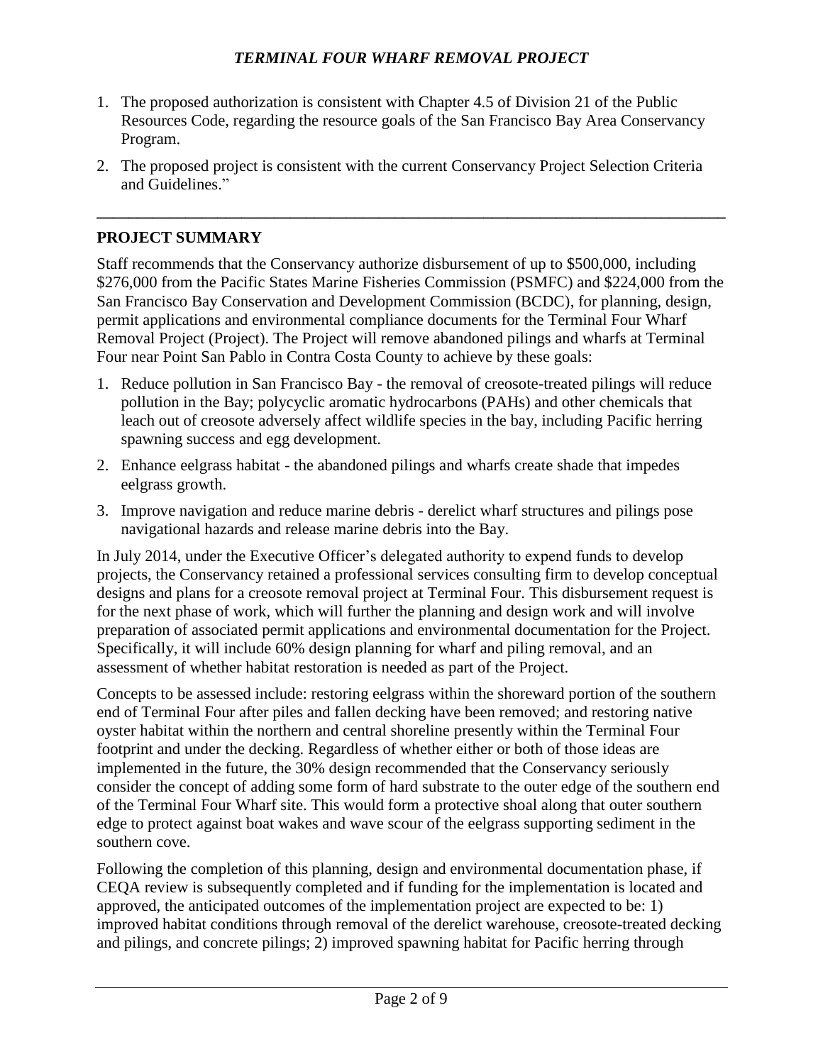1. The proposed authorization is consistent with Chapter 4.5 of Division 21 of the Public Resources Code, regarding the resource goals of the San Francisco Bay Area Conservancy Program.
2. The proposed project is consistent with the current Conservancy Project Selection Criteria and Guidelines."

---

## PROJECT SUMMARY

Staff recommends that the Conservancy authorize disbursement of up to $500,000, including $276,000 from the Pacific States Marine Fisheries Commission (PSMFC) and $224,000 from the San Francisco Bay Conservation and Development Commission (BCDC), for planning, design, permit applications and environmental compliance documents for the Terminal Four Wharf Removal Project (Project). The Project will remove abandoned pilings and wharfs at Terminal Four near Point San Pablo in Contra Costa County to achieve by these goals:

1. Reduce pollution in San Francisco Bay - the removal of creosote-treated pilings will reduce pollution in the Bay; polycyclic aromatic hydrocarbons (PAHs) and other chemicals that leach out of creosote adversely affect wildlife species in the bay, including Pacific herring spawning success and egg development.
2. Enhance eelgrass habitat - the abandoned pilings and wharfs create shade that impedes eelgrass growth.
3. Improve navigation and reduce marine debris - derelict wharf structures and pilings pose navigational hazards and release marine debris into the Bay.

In July 2014, under the Executive Officer's delegated authority to expend funds to develop projects, the Conservancy retained a professional services consulting firm to develop conceptual designs and plans for a creosote removal project at Terminal Four. This disbursement request is for the next phase of work, which will further the planning and design work and will involve preparation of associated permit applications and environmental documentation for the Project. Specifically, it will include 60% design planning for wharf and piling removal, and an assessment of whether habitat restoration is needed as part of the Project.

Concepts to be assessed include: restoring eelgrass within the shoreward portion of the southern end of Terminal Four after piles and fallen decking have been removed; and restoring native oyster habitat within the northern and central shoreline presently within the Terminal Four footprint and under the decking. Regardless of whether either or both of those ideas are implemented in the future, the 30% design recommended that the Conservancy seriously consider the concept of adding some form of hard substrate to the outer edge of the southern end of the Terminal Four Wharf site. This would form a protective shoal along that outer southern edge to protect against boat wakes and wave scour of the eelgrass supporting sediment in the southern cove.

Following the completion of this planning, design and environmental documentation phase, if CEQA review is subsequently completed and if funding for the implementation is located and approved, the anticipated outcomes of the implementation project are expected to be: 1) improved habitat conditions through removal of the derelict warehouse, creosote-treated decking and pilings, and concrete pilings; 2) improved spawning habitat for Pacific herring through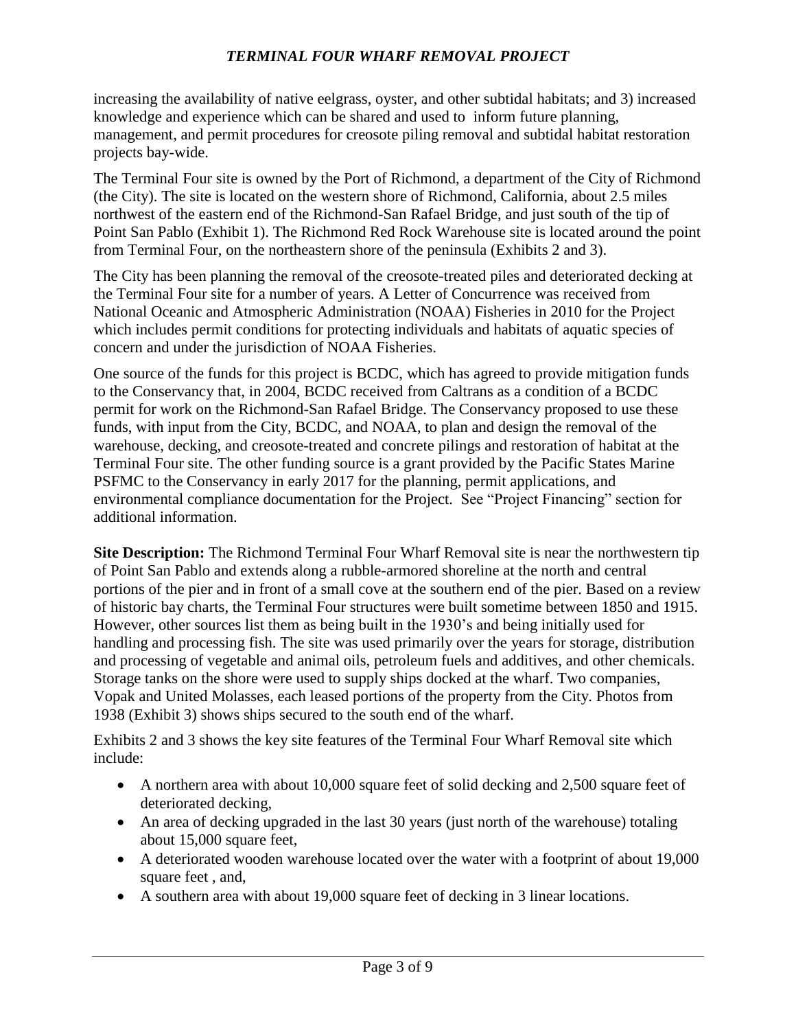increasing the availability of native eelgrass, oyster, and other subtidal habitats; and 3) increased knowledge and experience which can be shared and used to inform future planning, management, and permit procedures for creosote piling removal and subtidal habitat restoration projects bay-wide.

The Terminal Four site is owned by the Port of Richmond, a department of the City of Richmond (the City). The site is located on the western shore of Richmond, California, about 2.5 miles northwest of the eastern end of the Richmond-San Rafael Bridge, and just south of the tip of Point San Pablo (Exhibit 1). The Richmond Red Rock Warehouse site is located around the point from Terminal Four, on the northeastern shore of the peninsula (Exhibits 2 and 3).

The City has been planning the removal of the creosote-treated piles and deteriorated decking at the Terminal Four site for a number of years. A Letter of Concurrence was received from National Oceanic and Atmospheric Administration (NOAA) Fisheries in 2010 for the Project which includes permit conditions for protecting individuals and habitats of aquatic species of concern and under the jurisdiction of NOAA Fisheries.

One source of the funds for this project is BCDC, which has agreed to provide mitigation funds to the Conservancy that, in 2004, BCDC received from Caltrans as a condition of a BCDC permit for work on the Richmond-San Rafael Bridge. The Conservancy proposed to use these funds, with input from the City, BCDC, and NOAA, to plan and design the removal of the warehouse, decking, and creosote-treated and concrete pilings and restoration of habitat at the Terminal Four site. The other funding source is a grant provided by the Pacific States Marine PSFMC to the Conservancy in early 2017 for the planning, permit applications, and environmental compliance documentation for the Project. See "Project Financing" section for additional information.

**Site Description:** The Richmond Terminal Four Wharf Removal site is near the northwestern tip of Point San Pablo and extends along a rubble-armored shoreline at the north and central portions of the pier and in front of a small cove at the southern end of the pier. Based on a review of historic bay charts, the Terminal Four structures were built sometime between 1850 and 1915. However, other sources list them as being built in the 1930's and being initially used for handling and processing fish. The site was used primarily over the years for storage, distribution and processing of vegetable and animal oils, petroleum fuels and additives, and other chemicals. Storage tanks on the shore were used to supply ships docked at the wharf. Two companies, Vopak and United Molasses, each leased portions of the property from the City. Photos from 1938 (Exhibit 3) shows ships secured to the south end of the wharf.

Exhibits 2 and 3 shows the key site features of the Terminal Four Wharf Removal site which include:

- A northern area with about 10,000 square feet of solid decking and 2,500 square feet of deteriorated decking,
- An area of decking upgraded in the last 30 years (just north of the warehouse) totaling about 15,000 square feet,
- A deteriorated wooden warehouse located over the water with a footprint of about 19,000 square feet , and,
- A southern area with about 19,000 square feet of decking in 3 linear locations.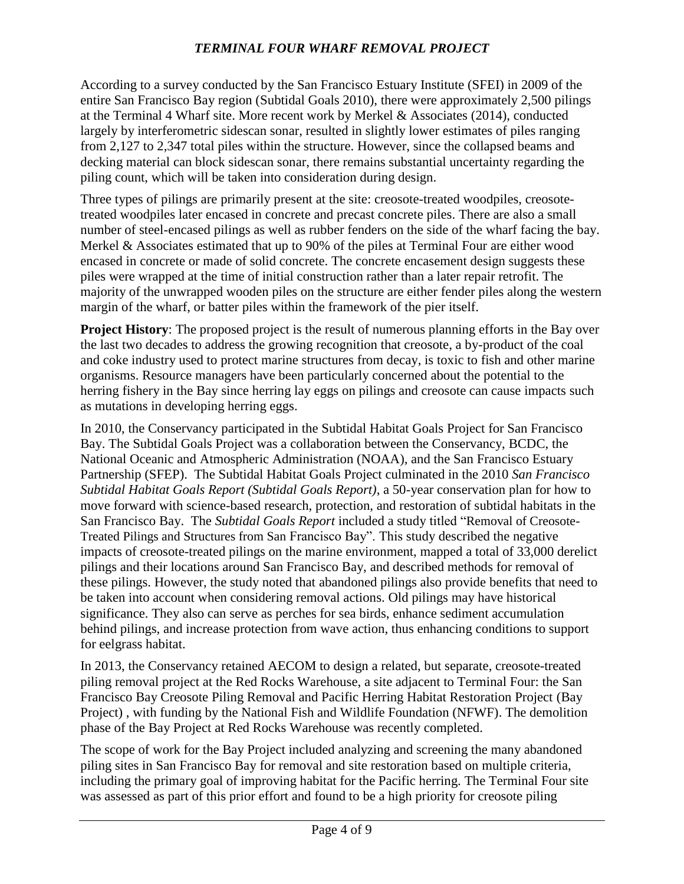According to a survey conducted by the San Francisco Estuary Institute (SFEI) in 2009 of the entire San Francisco Bay region (Subtidal Goals 2010), there were approximately 2,500 pilings at the Terminal 4 Wharf site. More recent work by Merkel & Associates (2014), conducted largely by interferometric sidescan sonar, resulted in slightly lower estimates of piles ranging from 2,127 to 2,347 total piles within the structure. However, since the collapsed beams and decking material can block sidescan sonar, there remains substantial uncertainty regarding the piling count, which will be taken into consideration during design.

Three types of pilings are primarily present at the site: creosote-treated woodpiles, creosote-treated woodpiles later encased in concrete and precast concrete piles. There are also a small number of steel-encased pilings as well as rubber fenders on the side of the wharf facing the bay. Merkel & Associates estimated that up to 90% of the piles at Terminal Four are either wood encased in concrete or made of solid concrete. The concrete encasement design suggests these piles were wrapped at the time of initial construction rather than a later repair retrofit. The majority of the unwrapped wooden piles on the structure are either fender piles along the western margin of the wharf, or batter piles within the framework of the pier itself.

**Project History**: The proposed project is the result of numerous planning efforts in the Bay over the last two decades to address the growing recognition that creosote, a by-product of the coal and coke industry used to protect marine structures from decay, is toxic to fish and other marine organisms. Resource managers have been particularly concerned about the potential to the herring fishery in the Bay since herring lay eggs on pilings and creosote can cause impacts such as mutations in developing herring eggs.

In 2010, the Conservancy participated in the Subtidal Habitat Goals Project for San Francisco Bay. The Subtidal Goals Project was a collaboration between the Conservancy, BCDC, the National Oceanic and Atmospheric Administration (NOAA), and the San Francisco Estuary Partnership (SFEP). The Subtidal Habitat Goals Project culminated in the 2010 *San Francisco Subtidal Habitat Goals Report (Subtidal Goals Report)*, a 50-year conservation plan for how to move forward with science-based research, protection, and restoration of subtidal habitats in the San Francisco Bay. The *Subtidal Goals Report* included a study titled "Removal of Creosote-Treated Pilings and Structures from San Francisco Bay". This study described the negative impacts of creosote-treated pilings on the marine environment, mapped a total of 33,000 derelict pilings and their locations around San Francisco Bay, and described methods for removal of these pilings. However, the study noted that abandoned pilings also provide benefits that need to be taken into account when considering removal actions. Old pilings may have historical significance. They also can serve as perches for sea birds, enhance sediment accumulation behind pilings, and increase protection from wave action, thus enhancing conditions to support for eelgrass habitat.

In 2013, the Conservancy retained AECOM to design a related, but separate, creosote-treated piling removal project at the Red Rocks Warehouse, a site adjacent to Terminal Four: the San Francisco Bay Creosote Piling Removal and Pacific Herring Habitat Restoration Project (Bay Project) , with funding by the National Fish and Wildlife Foundation (NFWF). The demolition phase of the Bay Project at Red Rocks Warehouse was recently completed.

The scope of work for the Bay Project included analyzing and screening the many abandoned piling sites in San Francisco Bay for removal and site restoration based on multiple criteria, including the primary goal of improving habitat for the Pacific herring. The Terminal Four site was assessed as part of this prior effort and found to be a high priority for creosote piling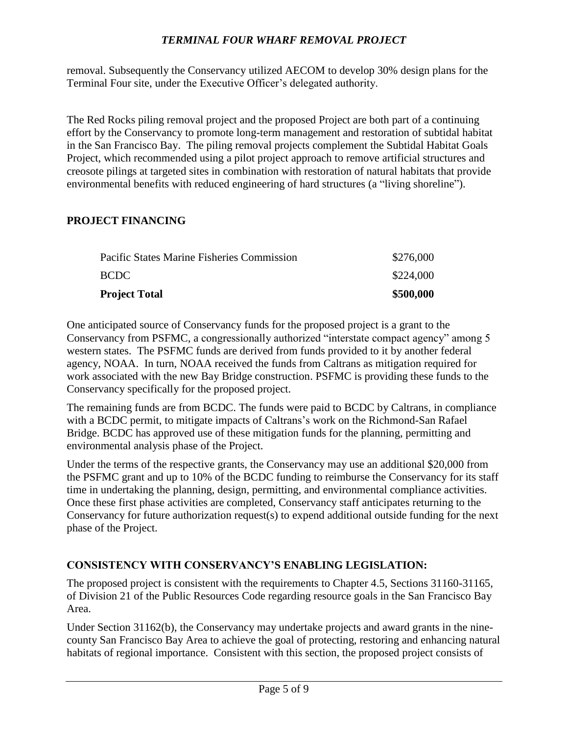removal. Subsequently the Conservancy utilized AECOM to develop 30% design plans for the Terminal Four site, under the Executive Officer's delegated authority.

The Red Rocks piling removal project and the proposed Project are both part of a continuing effort by the Conservancy to promote long-term management and restoration of subtidal habitat in the San Francisco Bay. The piling removal projects complement the Subtidal Habitat Goals Project, which recommended using a pilot project approach to remove artificial structures and creosote pilings at targeted sites in combination with restoration of natural habitats that provide environmental benefits with reduced engineering of hard structures (a "living shoreline").

## PROJECT FINANCING

| | |
|---|---|
| Pacific States Marine Fisheries Commission | \$276,000 |
| BCDC | \$224,000 |
| **Project Total** | **\$500,000** |

One anticipated source of Conservancy funds for the proposed project is a grant to the Conservancy from PSFMC, a congressionally authorized "interstate compact agency" among 5 western states. The PSFMC funds are derived from funds provided to it by another federal agency, NOAA. In turn, NOAA received the funds from Caltrans as mitigation required for work associated with the new Bay Bridge construction. PSFMC is providing these funds to the Conservancy specifically for the proposed project.

The remaining funds are from BCDC. The funds were paid to BCDC by Caltrans, in compliance with a BCDC permit, to mitigate impacts of Caltrans's work on the Richmond-San Rafael Bridge. BCDC has approved use of these mitigation funds for the planning, permitting and environmental analysis phase of the Project.

Under the terms of the respective grants, the Conservancy may use an additional \$20,000 from the PSFMC grant and up to 10% of the BCDC funding to reimburse the Conservancy for its staff time in undertaking the planning, design, permitting, and environmental compliance activities. Once these first phase activities are completed, Conservancy staff anticipates returning to the Conservancy for future authorization request(s) to expend additional outside funding for the next phase of the Project.

## CONSISTENCY WITH CONSERVANCY'S ENABLING LEGISLATION:

The proposed project is consistent with the requirements to Chapter 4.5, Sections 31160-31165, of Division 21 of the Public Resources Code regarding resource goals in the San Francisco Bay Area.

Under Section 31162(b), the Conservancy may undertake projects and award grants in the nine-county San Francisco Bay Area to achieve the goal of protecting, restoring and enhancing natural habitats of regional importance. Consistent with this section, the proposed project consists of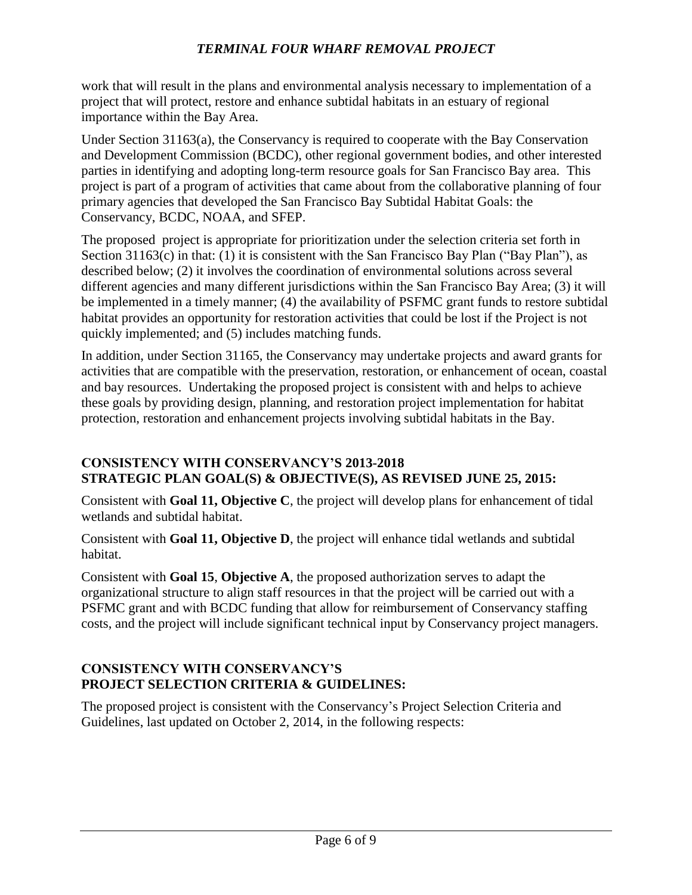work that will result in the plans and environmental analysis necessary to implementation of a project that will protect, restore and enhance subtidal habitats in an estuary of regional importance within the Bay Area.

Under Section 31163(a), the Conservancy is required to cooperate with the Bay Conservation and Development Commission (BCDC), other regional government bodies, and other interested parties in identifying and adopting long-term resource goals for San Francisco Bay area. This project is part of a program of activities that came about from the collaborative planning of four primary agencies that developed the San Francisco Bay Subtidal Habitat Goals: the Conservancy, BCDC, NOAA, and SFEP.

The proposed project is appropriate for prioritization under the selection criteria set forth in Section 31163(c) in that: (1) it is consistent with the San Francisco Bay Plan ("Bay Plan"), as described below; (2) it involves the coordination of environmental solutions across several different agencies and many different jurisdictions within the San Francisco Bay Area; (3) it will be implemented in a timely manner; (4) the availability of PSFMC grant funds to restore subtidal habitat provides an opportunity for restoration activities that could be lost if the Project is not quickly implemented; and (5) includes matching funds.

In addition, under Section 31165, the Conservancy may undertake projects and award grants for activities that are compatible with the preservation, restoration, or enhancement of ocean, coastal and bay resources. Undertaking the proposed project is consistent with and helps to achieve these goals by providing design, planning, and restoration project implementation for habitat protection, restoration and enhancement projects involving subtidal habitats in the Bay.

## CONSISTENCY WITH CONSERVANCY'S 2013-2018 STRATEGIC PLAN GOAL(S) & OBJECTIVE(S), AS REVISED JUNE 25, 2015:

Consistent with **Goal 11, Objective C**, the project will develop plans for enhancement of tidal wetlands and subtidal habitat.

Consistent with **Goal 11, Objective D**, the project will enhance tidal wetlands and subtidal habitat.

Consistent with **Goal 15**, **Objective A**, the proposed authorization serves to adapt the organizational structure to align staff resources in that the project will be carried out with a PSFMC grant and with BCDC funding that allow for reimbursement of Conservancy staffing costs, and the project will include significant technical input by Conservancy project managers.

## CONSISTENCY WITH CONSERVANCY'S PROJECT SELECTION CRITERIA & GUIDELINES:

The proposed project is consistent with the Conservancy's Project Selection Criteria and Guidelines, last updated on October 2, 2014, in the following respects: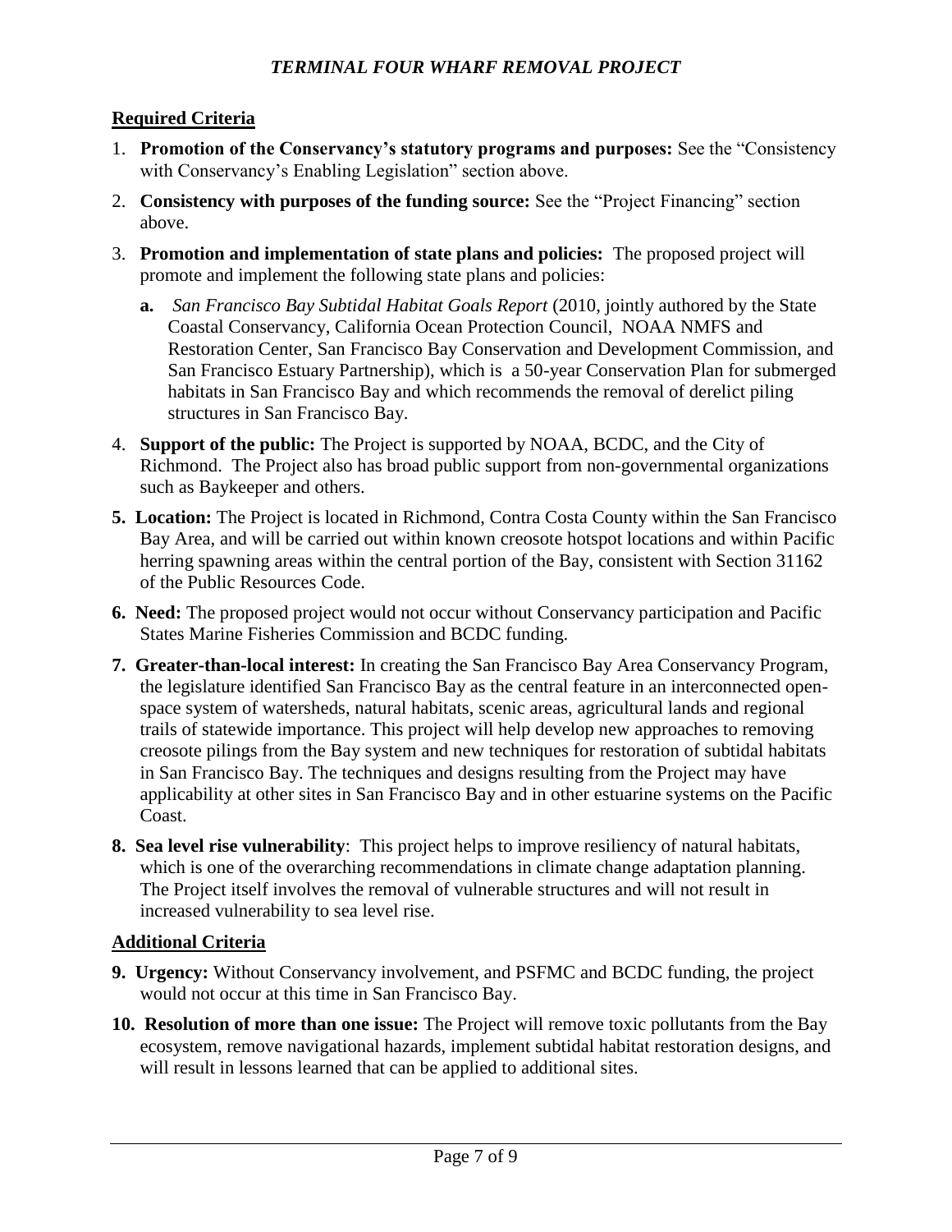## Required Criteria

1. **Promotion of the Conservancy's statutory programs and purposes:** See the "Consistency with Conservancy's Enabling Legislation" section above.
2. **Consistency with purposes of the funding source:** See the "Project Financing" section above.
3. **Promotion and implementation of state plans and policies:** The proposed project will promote and implement the following state plans and policies:
   - **a.** *San Francisco Bay Subtidal Habitat Goals Report* (2010, jointly authored by the State Coastal Conservancy, California Ocean Protection Council, NOAA NMFS and Restoration Center, San Francisco Bay Conservation and Development Commission, and San Francisco Estuary Partnership), which is a 50-year Conservation Plan for submerged habitats in San Francisco Bay and which recommends the removal of derelict piling structures in San Francisco Bay.
4. **Support of the public:** The Project is supported by NOAA, BCDC, and the City of Richmond. The Project also has broad public support from non-governmental organizations such as Baykeeper and others.
5. **Location:** The Project is located in Richmond, Contra Costa County within the San Francisco Bay Area, and will be carried out within known creosote hotspot locations and within Pacific herring spawning areas within the central portion of the Bay, consistent with Section 31162 of the Public Resources Code.
6. **Need:** The proposed project would not occur without Conservancy participation and Pacific States Marine Fisheries Commission and BCDC funding.
7. **Greater-than-local interest:** In creating the San Francisco Bay Area Conservancy Program, the legislature identified San Francisco Bay as the central feature in an interconnected open-space system of watersheds, natural habitats, scenic areas, agricultural lands and regional trails of statewide importance. This project will help develop new approaches to removing creosote pilings from the Bay system and new techniques for restoration of subtidal habitats in San Francisco Bay. The techniques and designs resulting from the Project may have applicability at other sites in San Francisco Bay and in other estuarine systems on the Pacific Coast.
8. **Sea level rise vulnerability**: This project helps to improve resiliency of natural habitats, which is one of the overarching recommendations in climate change adaptation planning. The Project itself involves the removal of vulnerable structures and will not result in increased vulnerability to sea level rise.

## Additional Criteria

9. **Urgency:** Without Conservancy involvement, and PSFMC and BCDC funding, the project would not occur at this time in San Francisco Bay.
10. **Resolution of more than one issue:** The Project will remove toxic pollutants from the Bay ecosystem, remove navigational hazards, implement subtidal habitat restoration designs, and will result in lessons learned that can be applied to additional sites.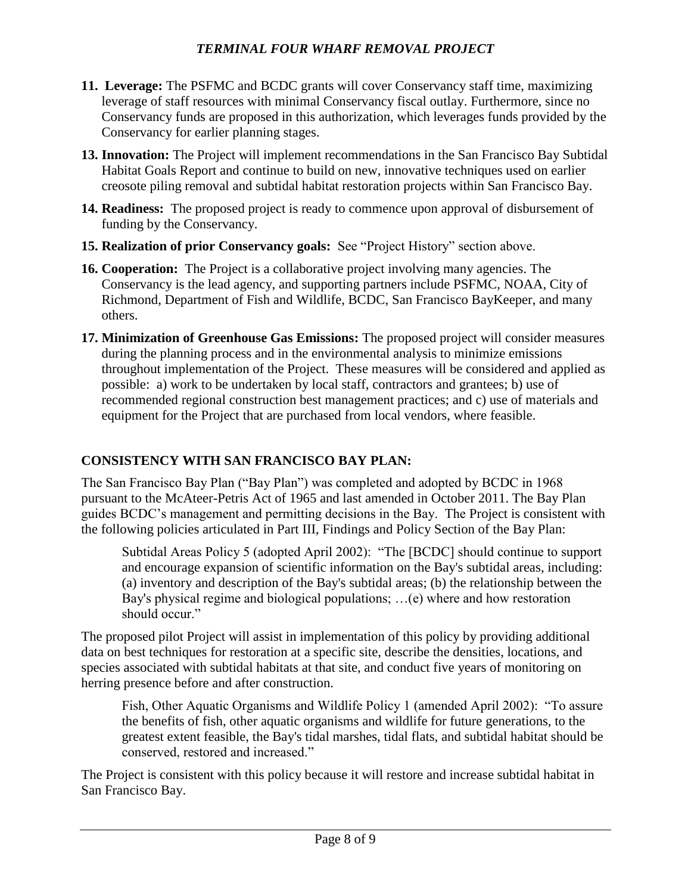11. **Leverage:** The PSFMC and BCDC grants will cover Conservancy staff time, maximizing leverage of staff resources with minimal Conservancy fiscal outlay. Furthermore, since no Conservancy funds are proposed in this authorization, which leverages funds provided by the Conservancy for earlier planning stages.

13. **Innovation:** The Project will implement recommendations in the San Francisco Bay Subtidal Habitat Goals Report and continue to build on new, innovative techniques used on earlier creosote piling removal and subtidal habitat restoration projects within San Francisco Bay.

14. **Readiness:** The proposed project is ready to commence upon approval of disbursement of funding by the Conservancy.

15. **Realization of prior Conservancy goals:** See "Project History" section above.

16. **Cooperation:** The Project is a collaborative project involving many agencies. The Conservancy is the lead agency, and supporting partners include PSFMC, NOAA, City of Richmond, Department of Fish and Wildlife, BCDC, San Francisco BayKeeper, and many others.

17. **Minimization of Greenhouse Gas Emissions:** The proposed project will consider measures during the planning process and in the environmental analysis to minimize emissions throughout implementation of the Project. These measures will be considered and applied as possible: a) work to be undertaken by local staff, contractors and grantees; b) use of recommended regional construction best management practices; and c) use of materials and equipment for the Project that are purchased from local vendors, where feasible.

## CONSISTENCY WITH SAN FRANCISCO BAY PLAN:

The San Francisco Bay Plan ("Bay Plan") was completed and adopted by BCDC in 1968 pursuant to the McAteer-Petris Act of 1965 and last amended in October 2011. The Bay Plan guides BCDC's management and permitting decisions in the Bay. The Project is consistent with the following policies articulated in Part III, Findings and Policy Section of the Bay Plan:

> Subtidal Areas Policy 5 (adopted April 2002): "The [BCDC] should continue to support and encourage expansion of scientific information on the Bay's subtidal areas, including: (a) inventory and description of the Bay's subtidal areas; (b) the relationship between the Bay's physical regime and biological populations; …(e) where and how restoration should occur."

The proposed pilot Project will assist in implementation of this policy by providing additional data on best techniques for restoration at a specific site, describe the densities, locations, and species associated with subtidal habitats at that site, and conduct five years of monitoring on herring presence before and after construction.

> Fish, Other Aquatic Organisms and Wildlife Policy 1 (amended April 2002): "To assure the benefits of fish, other aquatic organisms and wildlife for future generations, to the greatest extent feasible, the Bay's tidal marshes, tidal flats, and subtidal habitat should be conserved, restored and increased."

The Project is consistent with this policy because it will restore and increase subtidal habitat in San Francisco Bay.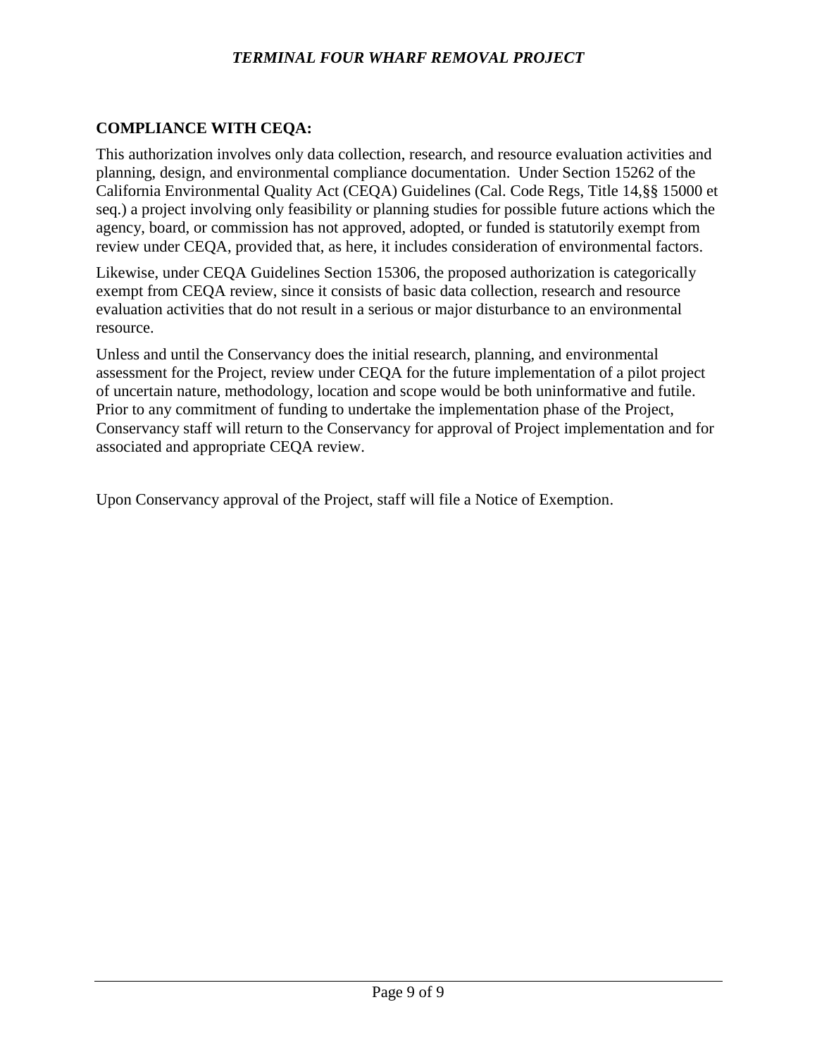## COMPLIANCE WITH CEQA:

This authorization involves only data collection, research, and resource evaluation activities and planning, design, and environmental compliance documentation. Under Section 15262 of the California Environmental Quality Act (CEQA) Guidelines (Cal. Code Regs, Title 14,§§ 15000 et seq.) a project involving only feasibility or planning studies for possible future actions which the agency, board, or commission has not approved, adopted, or funded is statutorily exempt from review under CEQA, provided that, as here, it includes consideration of environmental factors.

Likewise, under CEQA Guidelines Section 15306, the proposed authorization is categorically exempt from CEQA review, since it consists of basic data collection, research and resource evaluation activities that do not result in a serious or major disturbance to an environmental resource.

Unless and until the Conservancy does the initial research, planning, and environmental assessment for the Project, review under CEQA for the future implementation of a pilot project of uncertain nature, methodology, location and scope would be both uninformative and futile. Prior to any commitment of funding to undertake the implementation phase of the Project, Conservancy staff will return to the Conservancy for approval of Project implementation and for associated and appropriate CEQA review.

Upon Conservancy approval of the Project, staff will file a Notice of Exemption.